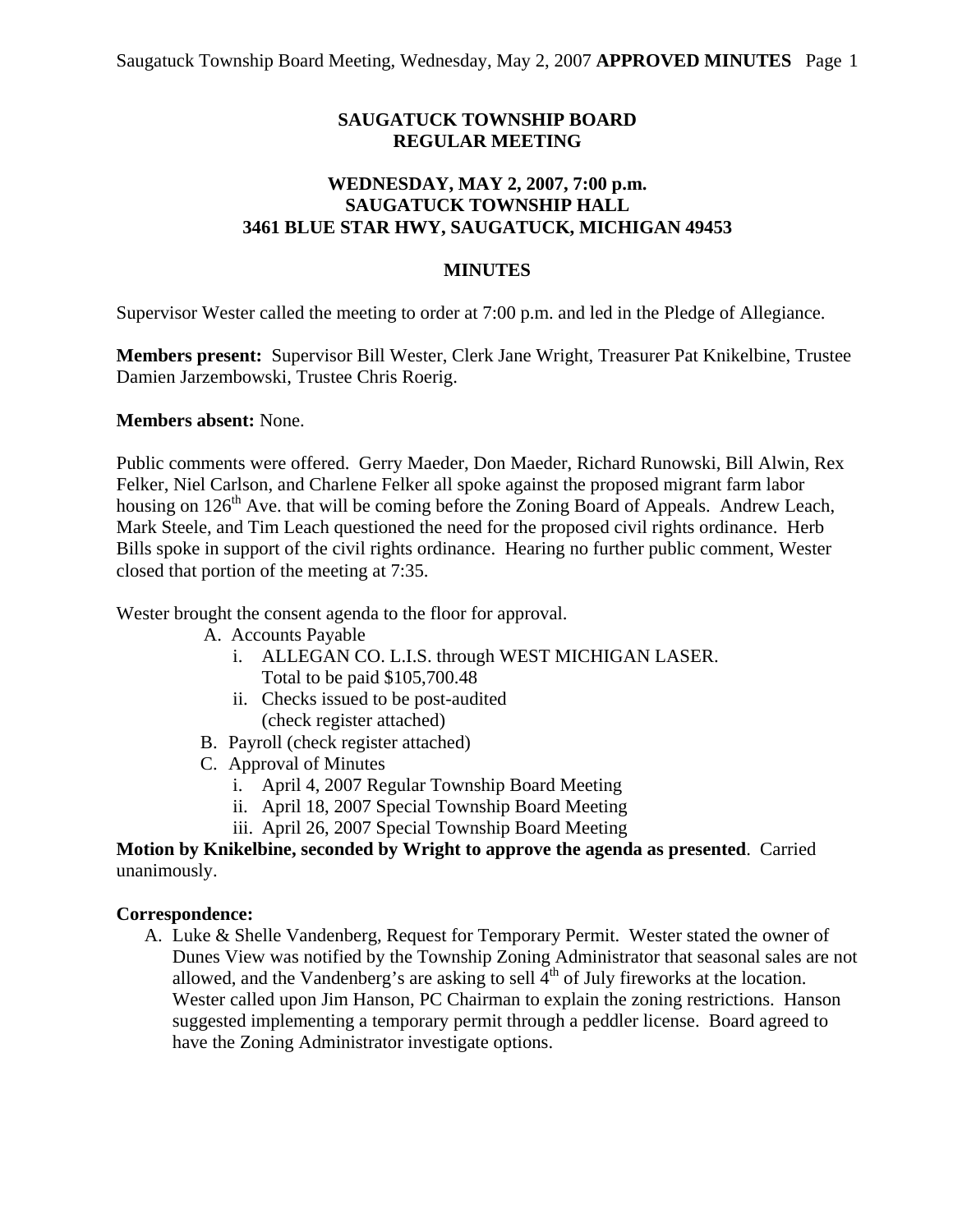# SAUGATUCK TOWNSHIP BOARD
# REGULAR MEETING

## WEDNESDAY, MAY 2, 2007, 7:00 p.m.
## SAUGATUCK TOWNSHIP HALL
## 3461 BLUE STAR HWY, SAUGATUCK, MICHIGAN 49453

### MINUTES

Supervisor Wester called the meeting to order at 7:00 p.m. and led in the Pledge of Allegiance.

**Members present:** Supervisor Bill Wester, Clerk Jane Wright, Treasurer Pat Knikelbine, Trustee Damien Jarzembowski, Trustee Chris Roerig.

**Members absent:** None.

Public comments were offered. Gerry Maeder, Don Maeder, Richard Runowski, Bill Alwin, Rex Felker, Niel Carlson, and Charlene Felker all spoke against the proposed migrant farm labor housing on 126th Ave. that will be coming before the Zoning Board of Appeals. Andrew Leach, Mark Steele, and Tim Leach questioned the need for the proposed civil rights ordinance. Herb Bills spoke in support of the civil rights ordinance. Hearing no further public comment, Wester closed that portion of the meeting at 7:35.

Wester brought the consent agenda to the floor for approval.

A. Accounts Payable
   i. ALLEGAN CO. L.I.S. through WEST MICHIGAN LASER. Total to be paid $105,700.48
   ii. Checks issued to be post-audited (check register attached)

B. Payroll (check register attached)

C. Approval of Minutes
   i. April 4, 2007 Regular Township Board Meeting
   ii. April 18, 2007 Special Township Board Meeting
   iii. April 26, 2007 Special Township Board Meeting

**Motion by Knikelbine, seconded by Wright to approve the agenda as presented**. Carried unanimously.

**Correspondence:**

A. Luke & Shelle Vandenberg, Request for Temporary Permit. Wester stated the owner of Dunes View was notified by the Township Zoning Administrator that seasonal sales are not allowed, and the Vandenberg's are asking to sell 4th of July fireworks at the location. Wester called upon Jim Hanson, PC Chairman to explain the zoning restrictions. Hanson suggested implementing a temporary permit through a peddler license. Board agreed to have the Zoning Administrator investigate options.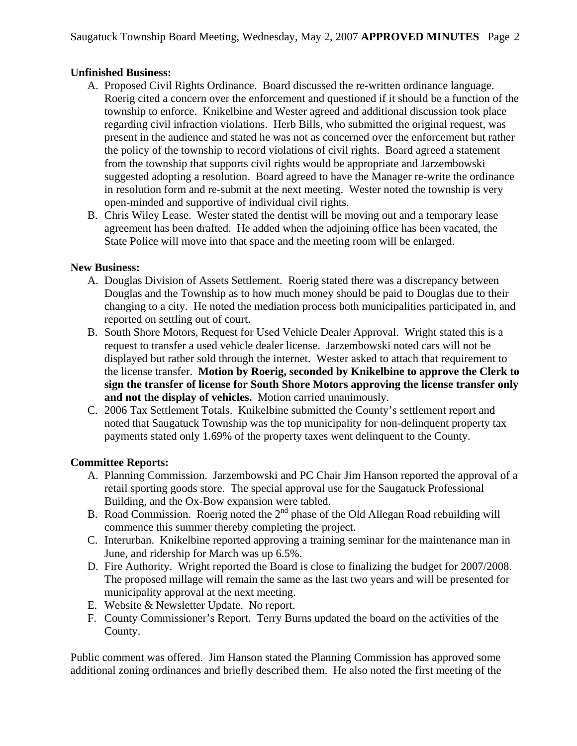**Unfinished Business:**

A. Proposed Civil Rights Ordinance. Board discussed the re-written ordinance language. Roerig cited a concern over the enforcement and questioned if it should be a function of the township to enforce. Knikelbine and Wester agreed and additional discussion took place regarding civil infraction violations. Herb Bills, who submitted the original request, was present in the audience and stated he was not as concerned over the enforcement but rather the policy of the township to record violations of civil rights. Board agreed a statement from the township that supports civil rights would be appropriate and Jarzembowski suggested adopting a resolution. Board agreed to have the Manager re-write the ordinance in resolution form and re-submit at the next meeting. Wester noted the township is very open-minded and supportive of individual civil rights.
B. Chris Wiley Lease. Wester stated the dentist will be moving out and a temporary lease agreement has been drafted. He added when the adjoining office has been vacated, the State Police will move into that space and the meeting room will be enlarged.

**New Business:**

A. Douglas Division of Assets Settlement. Roerig stated there was a discrepancy between Douglas and the Township as to how much money should be paid to Douglas due to their changing to a city. He noted the mediation process both municipalities participated in, and reported on settling out of court.
B. South Shore Motors, Request for Used Vehicle Dealer Approval. Wright stated this is a request to transfer a used vehicle dealer license. Jarzembowski noted cars will not be displayed but rather sold through the internet. Wester asked to attach that requirement to the license transfer. **Motion by Roerig, seconded by Knikelbine to approve the Clerk to sign the transfer of license for South Shore Motors approving the license transfer only and not the display of vehicles.** Motion carried unanimously.
C. 2006 Tax Settlement Totals. Knikelbine submitted the County's settlement report and noted that Saugatuck Township was the top municipality for non-delinquent property tax payments stated only 1.69% of the property taxes went delinquent to the County.

**Committee Reports:**

A. Planning Commission. Jarzembowski and PC Chair Jim Hanson reported the approval of a retail sporting goods store. The special approval use for the Saugatuck Professional Building, and the Ox-Bow expansion were tabled.
B. Road Commission. Roerig noted the 2nd phase of the Old Allegan Road rebuilding will commence this summer thereby completing the project.
C. Interurban. Knikelbine reported approving a training seminar for the maintenance man in June, and ridership for March was up 6.5%.
D. Fire Authority. Wright reported the Board is close to finalizing the budget for 2007/2008. The proposed millage will remain the same as the last two years and will be presented for municipality approval at the next meeting.
E. Website & Newsletter Update. No report.
F. County Commissioner's Report. Terry Burns updated the board on the activities of the County.

Public comment was offered. Jim Hanson stated the Planning Commission has approved some additional zoning ordinances and briefly described them. He also noted the first meeting of the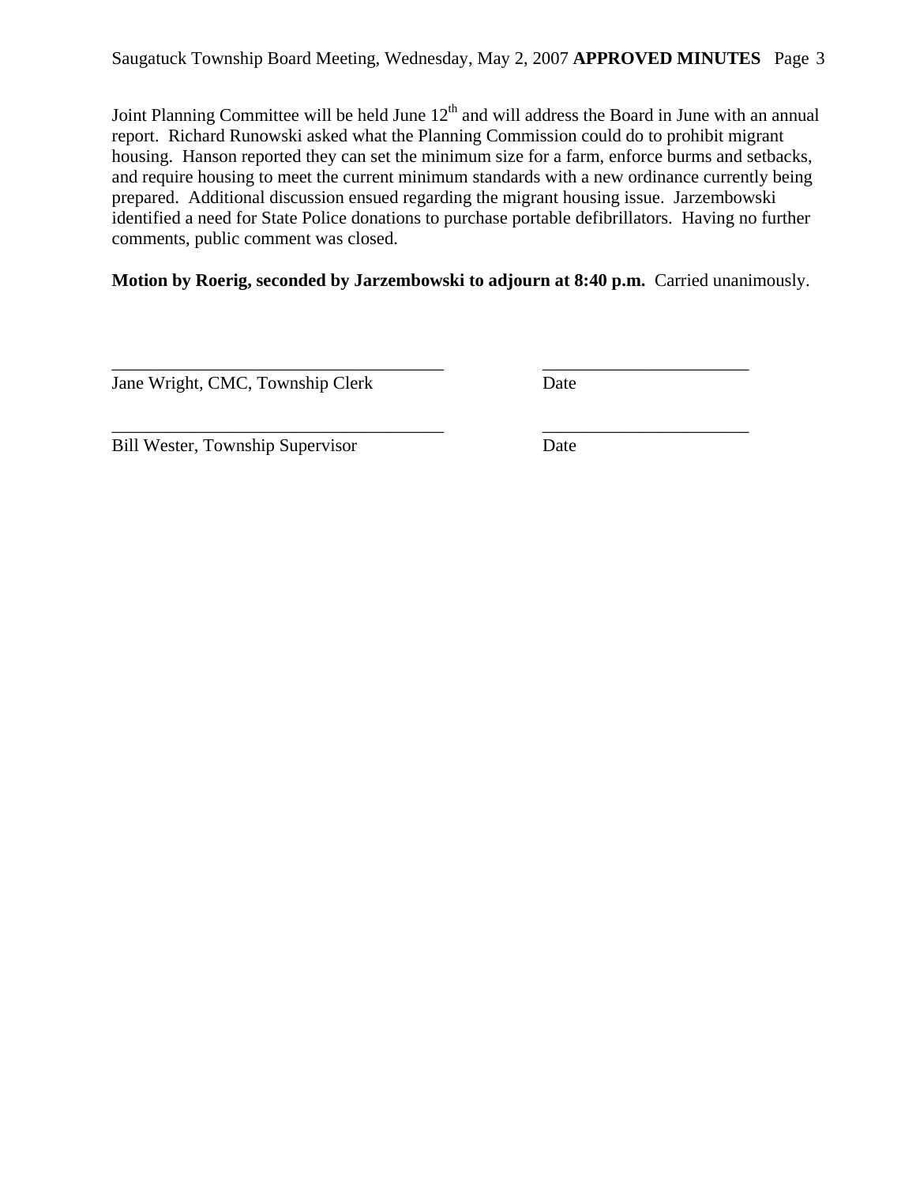Joint Planning Committee will be held June 12th and will address the Board in June with an annual report. Richard Runowski asked what the Planning Commission could do to prohibit migrant housing. Hanson reported they can set the minimum size for a farm, enforce burms and setbacks, and require housing to meet the current minimum standards with a new ordinance currently being prepared. Additional discussion ensued regarding the migrant housing issue. Jarzembowski identified a need for State Police donations to purchase portable defibrillators. Having no further comments, public comment was closed.

**Motion by Roerig, seconded by Jarzembowski to adjourn at 8:40 p.m.** Carried unanimously.

______________________________________ ________________________
Jane Wright, CMC, Township Clerk Date

______________________________________ ________________________
Bill Wester, Township Supervisor Date